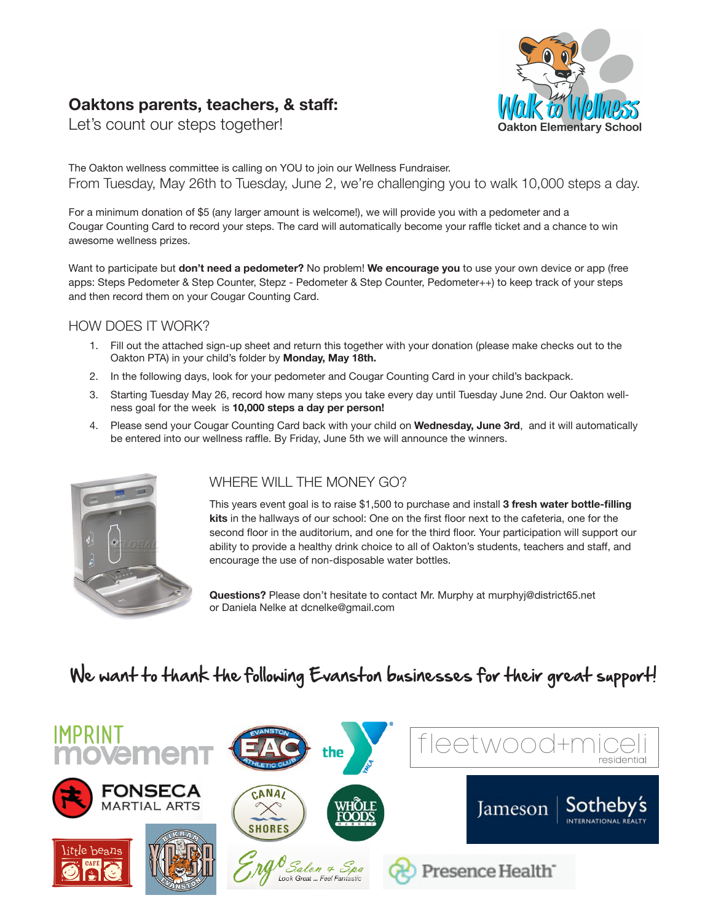## Oaktons parents, teachers, & staff:

Let's count our steps together!

Walk to Wellness
Oakton Elementary School

The Oakton wellness committee is calling on YOU to join our Wellness Fundraiser.

From Tuesday, May 26th to Tuesday, June 2, we're challenging you to walk 10,000 steps a day.

For a minimum donation of $5 (any larger amount is welcome!), we will provide you with a pedometer and a Cougar Counting Card to record your steps. The card will automatically become your raffle ticket and a chance to win awesome wellness prizes.

Want to participate but **don't need a pedometer?** No problem! **We encourage you** to use your own device or app (free apps: Steps Pedometer & Step Counter, Stepz - Pedometer & Step Counter, Pedometer++) to keep track of your steps and then record them on your Cougar Counting Card.

### HOW DOES IT WORK?

1. Fill out the attached sign-up sheet and return this together with your donation (please make checks out to the Oakton PTA) in your child's folder by **Monday, May 18th.**
2. In the following days, look for your pedometer and Cougar Counting Card in your child's backpack.
3. Starting Tuesday May 26, record how many steps you take every day until Tuesday June 2nd. Our Oakton wellness goal for the week is **10,000 steps a day per person!**
4. Please send your Cougar Counting Card back with your child on **Wednesday, June 3rd**, and it will automatically be entered into our wellness raffle. By Friday, June 5th we will announce the winners.

### WHERE WILL THE MONEY GO?

This years event goal is to raise $1,500 to purchase and install **3 fresh water bottle-filling kits** in the hallways of our school: One on the first floor next to the cafeteria, one for the second floor in the auditorium, and one for the third floor. Your participation will support our ability to provide a healthy drink choice to all of Oakton's students, teachers and staff, and encourage the use of non-disposable water bottles.

**Questions?** Please don't hesitate to contact Mr. Murphy at murphyj@district65.net or Daniela Nelke at dcnelke@gmail.com

## We want to thank the following Evanston businesses for their great support!

Imprint Movement, Evanston Athletic Club (EAC), the YMCA, fleetwood+miceli residential, Fonseca Martial Arts, Canal Shores, Whole Foods Market, Jameson Sotheby's International Realty, little beans cafe, Bikram Yoga Evanston, Ergo Salon & Spa (Look Great ... Feel Fantastic), Presence Health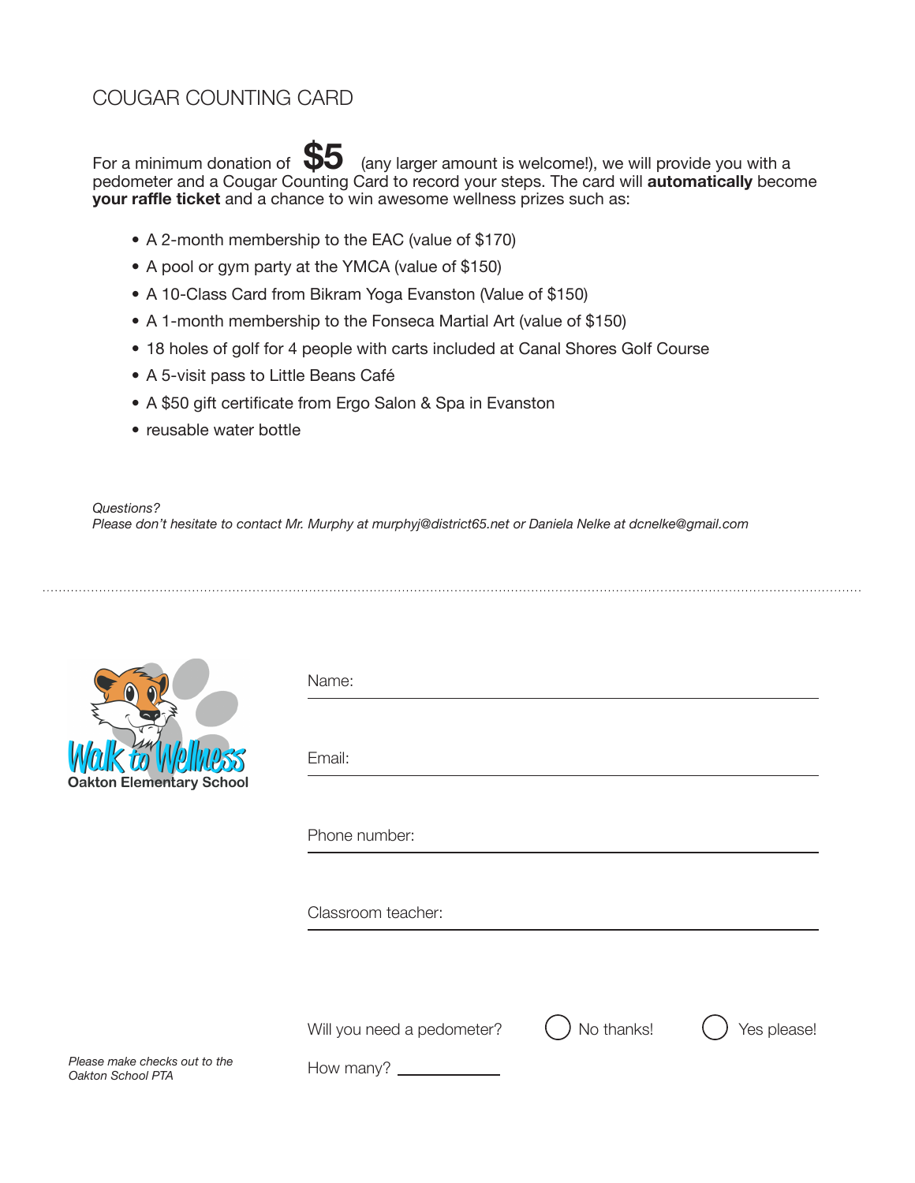# COUGAR COUNTING CARD

For a minimum donation of **$5** (any larger amount is welcome!), we will provide you with a pedometer and a Cougar Counting Card to record your steps. The card will **automatically** become **your raffle ticket** and a chance to win awesome wellness prizes such as:

- A 2-month membership to the EAC (value of $170)
- A pool or gym party at the YMCA (value of $150)
- A 10-Class Card from Bikram Yoga Evanston (Value of $150)
- A 1-month membership to the Fonseca Martial Art (value of $150)
- 18 holes of golf for 4 people with carts included at Canal Shores Golf Course
- A 5-visit pass to Little Beans Café
- A $50 gift certificate from Ergo Salon & Spa in Evanston
- reusable water bottle

*Questions?*
*Please don't hesitate to contact Mr. Murphy at murphyj@district65.net or Daniela Nelke at dcnelke@gmail.com*

---

Walk to Wellness
**Oakton Elementary School**

Name: ______________________________

Email: ______________________________

Phone number: ______________________________

Classroom teacher: ______________________________

Will you need a pedometer? ◯ No thanks! ◯ Yes please!

How many? __________

*Please make checks out to the Oakton School PTA*